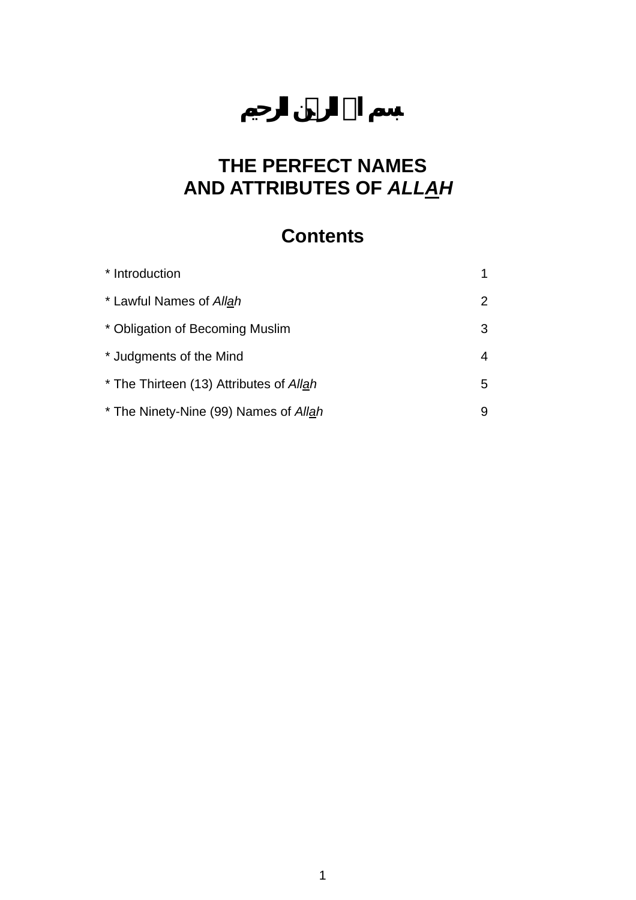بسم الله الرحمن الرحيم

# THE PERFECT NAMES AND ATTRIBUTES OF *ALLAH*

## Contents

| | |
|---|---|
| * Introduction | 1 |
| * Lawful Names of *Allah* | 2 |
| * Obligation of Becoming Muslim | 3 |
| * Judgments of the Mind | 4 |
| * The Thirteen (13) Attributes of *Allah* | 5 |
| * The Ninety-Nine (99) Names of *Allah* | 9 |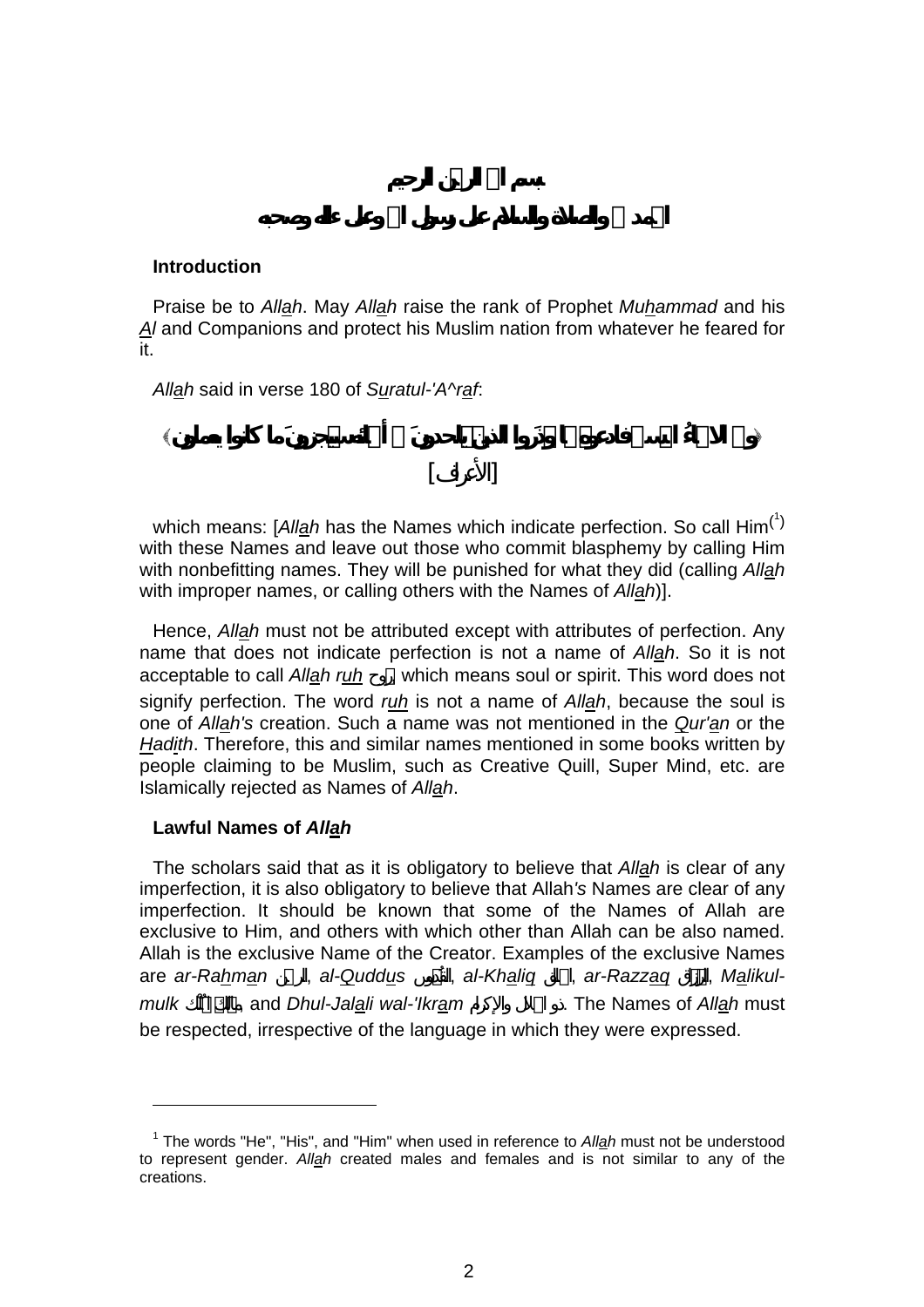**بسم الله الرحمن الرحيم**

**الحمد لله والصلاة والسلام على رسول الله وعلى ءاله وصحبه**

**Introduction**

Praise be to *Allah*. May *Allah* raise the rank of Prophet *Muhammad* and his *Al* and Companions and protect his Muslim nation from whatever he feared for it.

*Allah* said in verse 180 of *Suratul-'A^raf*:

﴿ولله الأسماءُ الحسنى فادعوه بها وذَروا الذين يُلحدونَ في أسمائه سيُجزونَ ما كانوا يعملون﴾ [الأعراف]

which means: [*Allah* has the Names which indicate perfection. So call Him[1] with these Names and leave out those who commit blasphemy by calling Him with nonbefitting names. They will be punished for what they did (calling *Allah* with improper names, or calling others with the Names of *Allah*)].

Hence, *Allah* must not be attributed except with attributes of perfection. Any name that does not indicate perfection is not a name of *Allah*. So it is not acceptable to call *Allah* *ruh* روح, which means soul or spirit. This word does not signify perfection. The word *ruh* is not a name of *Allah*, because the soul is one of *Allah's* creation. Such a name was not mentioned in the *Qur'an* or the *Hadith*. Therefore, this and similar names mentioned in some books written by people claiming to be Muslim, such as Creative Quill, Super Mind, etc. are Islamically rejected as Names of *Allah*.

**Lawful Names of *Allah***

The scholars said that as it is obligatory to believe that *Allah* is clear of any imperfection, it is also obligatory to believe that Allah's Names are clear of any imperfection. It should be known that some of the Names of Allah are exclusive to Him, and others with which other than Allah can be also named. Allah is the exclusive Name of the Creator. Examples of the exclusive Names are *ar-Rahman* الرحمن, *al-Quddus* القُدّوس, *al-Khaliq* الخالق, *ar-Razzaq* الرّزّاق, *Malikul-mulk* مالك المُلك, and *Dhul-Jalali wal-'Ikram* ذو الجلال والإكرام. The Names of *Allah* must be respected, irrespective of the language in which they were expressed.

---

[1] The words "He", "His", and "Him" when used in reference to *Allah* must not be understood to represent gender. *Allah* created males and females and is not similar to any of the creations.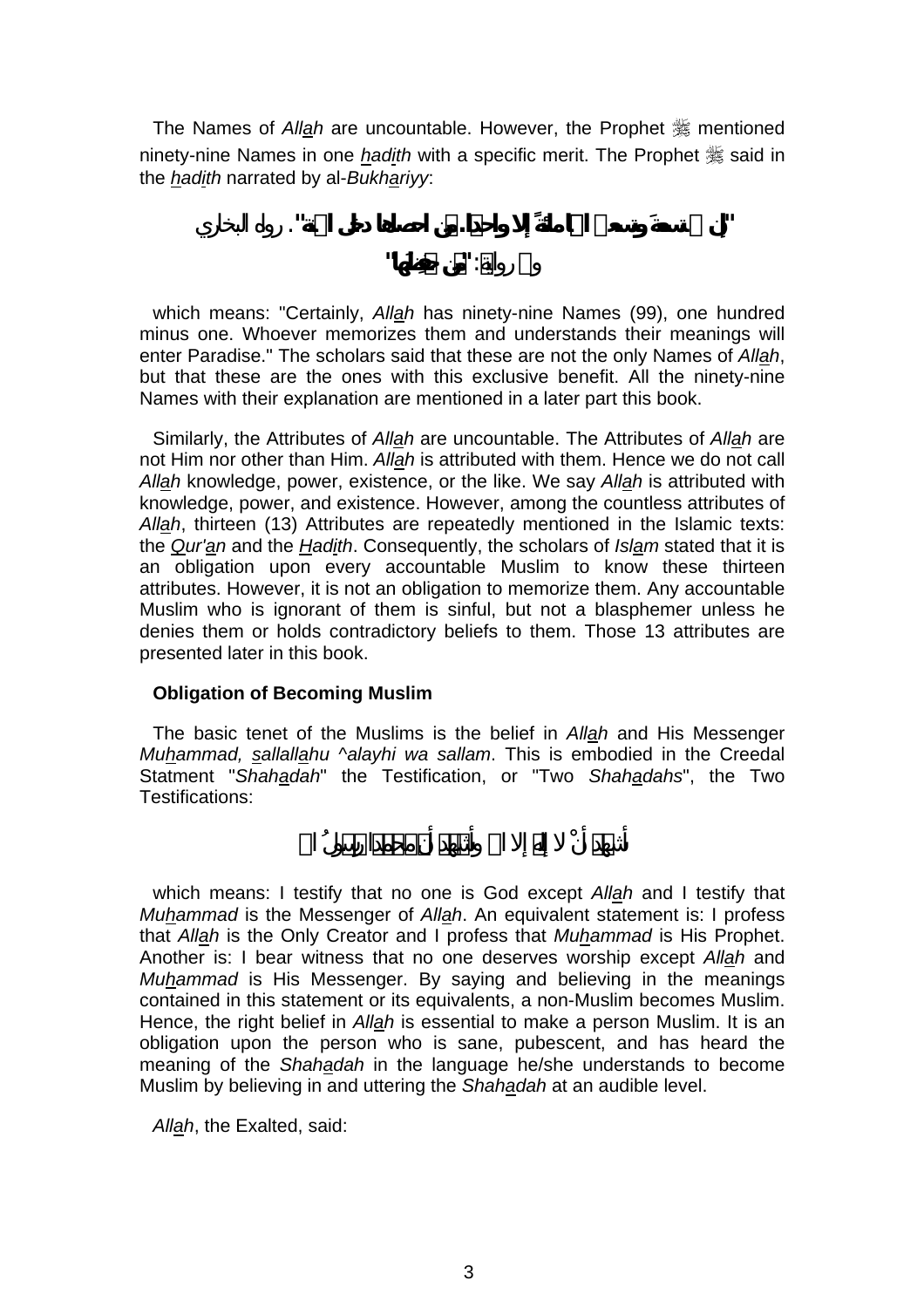The Names of *Allah* are uncountable. However, the Prophet ﷺ mentioned ninety-nine Names in one *hadith* with a specific merit. The Prophet ﷺ said in the *hadith* narrated by al-*Bukhariyy*:

"إن لله تسعةً وتسعين اسمًا مائةً إلا واحدًا من أحصاها دخل الجنة". رواه البخاري

وفي رواية: "من حفظها"

which means: "Certainly, *Allah* has ninety-nine Names (99), one hundred minus one. Whoever memorizes them and understands their meanings will enter Paradise." The scholars said that these are not the only Names of *Allah*, but that these are the ones with this exclusive benefit. All the ninety-nine Names with their explanation are mentioned in a later part this book.

Similarly, the Attributes of *Allah* are uncountable. The Attributes of *Allah* are not Him nor other than Him. *Allah* is attributed with them. Hence we do not call *Allah* knowledge, power, existence, or the like. We say *Allah* is attributed with knowledge, power, and existence. However, among the countless attributes of *Allah*, thirteen (13) Attributes are repeatedly mentioned in the Islamic texts: the *Qur'an* and the *Hadith*. Consequently, the scholars of *Islam* stated that it is an obligation upon every accountable Muslim to know these thirteen attributes. However, it is not an obligation to memorize them. Any accountable Muslim who is ignorant of them is sinful, but not a blasphemer unless he denies them or holds contradictory beliefs to them. Those 13 attributes are presented later in this book.

**Obligation of Becoming Muslim**

The basic tenet of the Muslims is the belief in *Allah* and His Messenger *Muhammad, sallallahu ^alayhi wa sallam*. This is embodied in the Creedal Statment "*Shahadah*" the Testification, or "Two *Shahadahs*", the Two Testifications:

أشهد أنْ لا إله إلا الله وأشهد أنَّ محمدًا رسولُ الله

which means: I testify that no one is God except *Allah* and I testify that *Muhammad* is the Messenger of *Allah*. An equivalent statement is: I profess that *Allah* is the Only Creator and I profess that *Muhammad* is His Prophet. Another is: I bear witness that no one deserves worship except *Allah* and *Muhammad* is His Messenger. By saying and believing in the meanings contained in this statement or its equivalents, a non-Muslim becomes Muslim. Hence, the right belief in *Allah* is essential to make a person Muslim. It is an obligation upon the person who is sane, pubescent, and has heard the meaning of the *Shahadah* in the language he/she understands to become Muslim by believing in and uttering the *Shahadah* at an audible level.

*Allah*, the Exalted, said: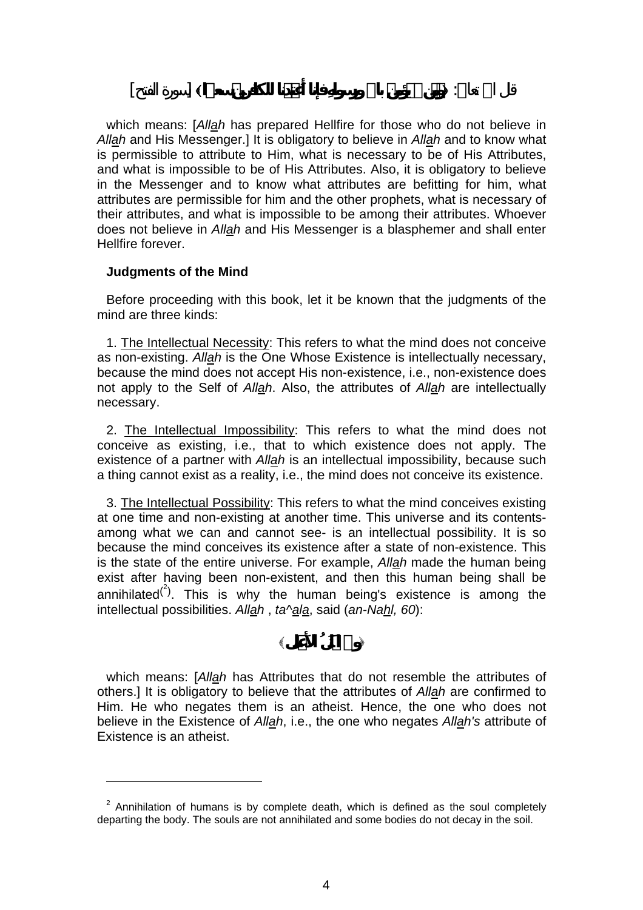قال الله تعالى: ﴿ومن لم يؤمن بالله ورسوله فإنا أعتدنا للكافرين سعيرا﴾ [سورة الفتح]

which means: [*Allah* has prepared Hellfire for those who do not believe in *Allah* and His Messenger.] It is obligatory to believe in *Allah* and to know what is permissible to attribute to Him, what is necessary to be of His Attributes, and what is impossible to be of His Attributes. Also, it is obligatory to believe in the Messenger and to know what attributes are befitting for him, what attributes are permissible for him and the other prophets, what is necessary of their attributes, and what is impossible to be among their attributes. Whoever does not believe in *Allah* and His Messenger is a blasphemer and shall enter Hellfire forever.

**Judgments of the Mind**

Before proceeding with this book, let it be known that the judgments of the mind are three kinds:

1. The Intellectual Necessity: This refers to what the mind does not conceive as non-existing. *Allah* is the One Whose Existence is intellectually necessary, because the mind does not accept His non-existence, i.e., non-existence does not apply to the Self of *Allah*. Also, the attributes of *Allah* are intellectually necessary.

2. The Intellectual Impossibility: This refers to what the mind does not conceive as existing, i.e., that to which existence does not apply. The existence of a partner with *Allah* is an intellectual impossibility, because such a thing cannot exist as a reality, i.e., the mind does not conceive its existence.

3. The Intellectual Possibility: This refers to what the mind conceives existing at one time and non-existing at another time. This universe and its contents- among what we can and cannot see- is an intellectual possibility. It is so because the mind conceives its existence after a state of non-existence. This is the state of the entire universe. For example, *Allah* made the human being exist after having been non-existent, and then this human being shall be annihilated[2]. This is why the human being's existence is among the intellectual possibilities. *Allah* , *ta^ala*, said (*an-Nahl, 60*):

﴿ولله المثل الأعلى﴾

which means: [*Allah* has Attributes that do not resemble the attributes of others.] It is obligatory to believe that the attributes of *Allah* are confirmed to Him. He who negates them is an atheist. Hence, the one who does not believe in the Existence of *Allah*, i.e., the one who negates *Allah's* attribute of Existence is an atheist.

---

[2] Annihilation of humans is by complete death, which is defined as the soul completely departing the body. The souls are not annihilated and some bodies do not decay in the soil.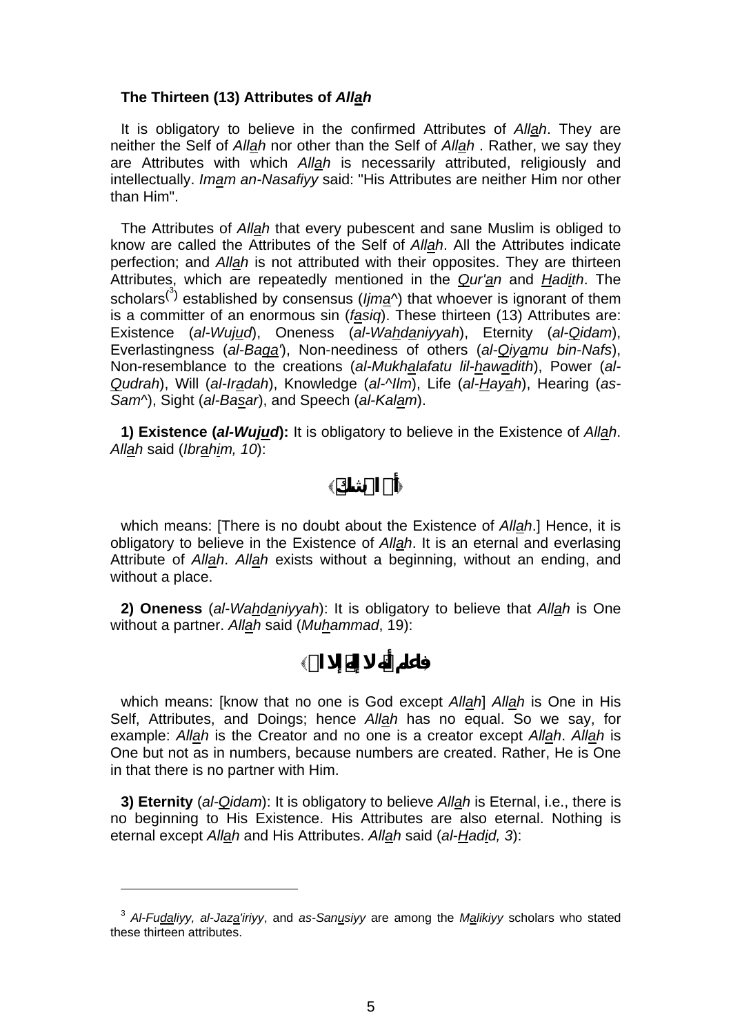**The Thirteen (13) Attributes of *Allah***

It is obligatory to believe in the confirmed Attributes of *Allah*. They are neither the Self of *Allah* nor other than the Self of *Allah* . Rather, we say they are Attributes with which *Allah* is necessarily attributed, religiously and intellectually. *Imam an-Nasafiyy* said: "His Attributes are neither Him nor other than Him".

The Attributes of *Allah* that every pubescent and sane Muslim is obliged to know are called the Attributes of the Self of *Allah*. All the Attributes indicate perfection; and *Allah* is not attributed with their opposites. They are thirteen Attributes, which are repeatedly mentioned in the *Qur'an* and *Hadith*. The scholars[3] established by consensus (*Ijma^*) that whoever is ignorant of them is a committer of an enormous sin (*fasiq*). These thirteen (13) Attributes are: Existence (*al-Wujud*), Oneness (*al-Wahdaniyyah*), Eternity (*al-Qidam*), Everlastingness (*al-Baqa'*), Non-neediness of others (*al-Qiyamu bin-Nafs*), Non-resemblance to the creations (*al-Mukhalafatu lil-hawadith*), Power (*al-Qudrah*), Will (*al-Iradah*), Knowledge (*al-^Ilm*), Life (*al-Hayah*), Hearing (*as-Sam^*), Sight (*al-Basar*), and Speech (*al-Kalam*).

**1) Existence (*al-Wujud*):** It is obligatory to believe in the Existence of *Allah*. *Allah* said (*Ibrahim, 10*):

﴿أفي الله شك﴾

which means: [There is no doubt about the Existence of *Allah*.] Hence, it is obligatory to believe in the Existence of *Allah*. It is an eternal and everlasing Attribute of *Allah*. *Allah* exists without a beginning, without an ending, and without a place.

**2) Oneness** (*al-Wahdaniyyah*): It is obligatory to believe that *Allah* is One without a partner. *Allah* said (*Muhammad*, 19):

﴿فاعلم أنه لا إله إلا الله﴾

which means: [know that no one is God except *Allah*] *Allah* is One in His Self, Attributes, and Doings; hence *Allah* has no equal. So we say, for example: *Allah* is the Creator and no one is a creator except *Allah*. *Allah* is One but not as in numbers, because numbers are created. Rather, He is One in that there is no partner with Him.

**3) Eternity** (*al-Qidam*): It is obligatory to believe *Allah* is Eternal, i.e., there is no beginning to His Existence. His Attributes are also eternal. Nothing is eternal except *Allah* and His Attributes. *Allah* said (*al-Hadid, 3*):

---

[3] *Al-Fudaliyy, al-Jaza'iriyy*, and *as-Sanusiyy* are among the *Malikiyy* scholars who stated these thirteen attributes.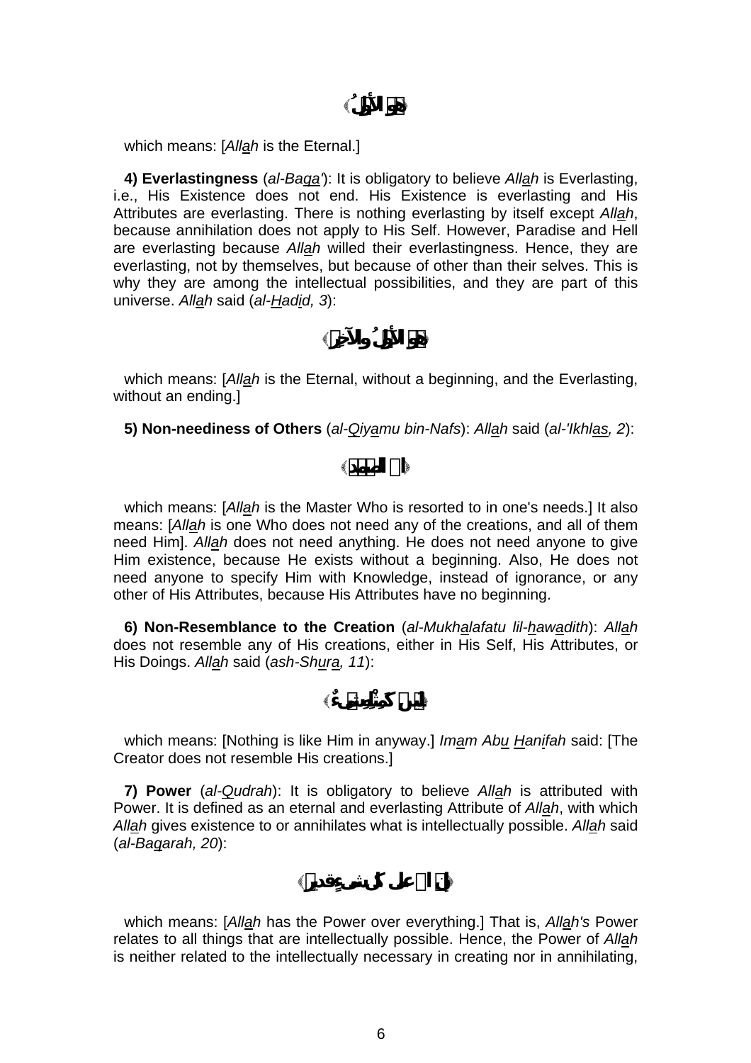﴿هُوَ الأَوَّلُ﴾

which means: [*Allah* is the Eternal.]

**4) Everlastingness** (*al-Baqa'*): It is obligatory to believe *Allah* is Everlasting, i.e., His Existence does not end. His Existence is everlasting and His Attributes are everlasting. There is nothing everlasting by itself except *Allah*, because annihilation does not apply to His Self. However, Paradise and Hell are everlasting because *Allah* willed their everlastingness. Hence, they are everlasting, not by themselves, but because of other than their selves. This is why they are among the intellectual possibilities, and they are part of this universe. *Allah* said (*al-Hadid, 3*):

﴿هُوَ الأَوَّلُ وَالآخِرُ﴾

which means: [*Allah* is the Eternal, without a beginning, and the Everlasting, without an ending.]

**5) Non-neediness of Others** (*al-Qiyamu bin-Nafs*): *Allah* said (*al-'Ikhlas, 2*):

﴿اللهُ الصَّمَدُ﴾

which means: [*Allah* is the Master Who is resorted to in one's needs.] It also means: [*Allah* is one Who does not need any of the creations, and all of them need Him]. *Allah* does not need anything. He does not need anyone to give Him existence, because He exists without a beginning. Also, He does not need anyone to specify Him with Knowledge, instead of ignorance, or any other of His Attributes, because His Attributes have no beginning.

**6) Non-Resemblance to the Creation** (*al-Mukhalafatu lil-hawadith*): *Allah* does not resemble any of His creations, either in His Self, His Attributes, or His Doings. *Allah* said (*ash-Shura, 11*):

﴿لَيْسَ كَمِثْلِهِ شَىْءٌ﴾

which means: [Nothing is like Him in anyway.] *Imam Abu Hanifah* said: [The Creator does not resemble His creations.]

**7) Power** (*al-Qudrah*): It is obligatory to believe *Allah* is attributed with Power. It is defined as an eternal and everlasting Attribute of *Allah*, with which *Allah* gives existence to or annihilates what is intellectually possible. *Allah* said (*al-Baqarah, 20*):

﴿إِنَّ اللهَ عَلَى كُلِّ شَىْءٍ قَدِيرٌ﴾

which means: [*Allah* has the Power over everything.] That is, *Allah's* Power relates to all things that are intellectually possible. Hence, the Power of *Allah* is neither related to the intellectually necessary in creating nor in annihilating,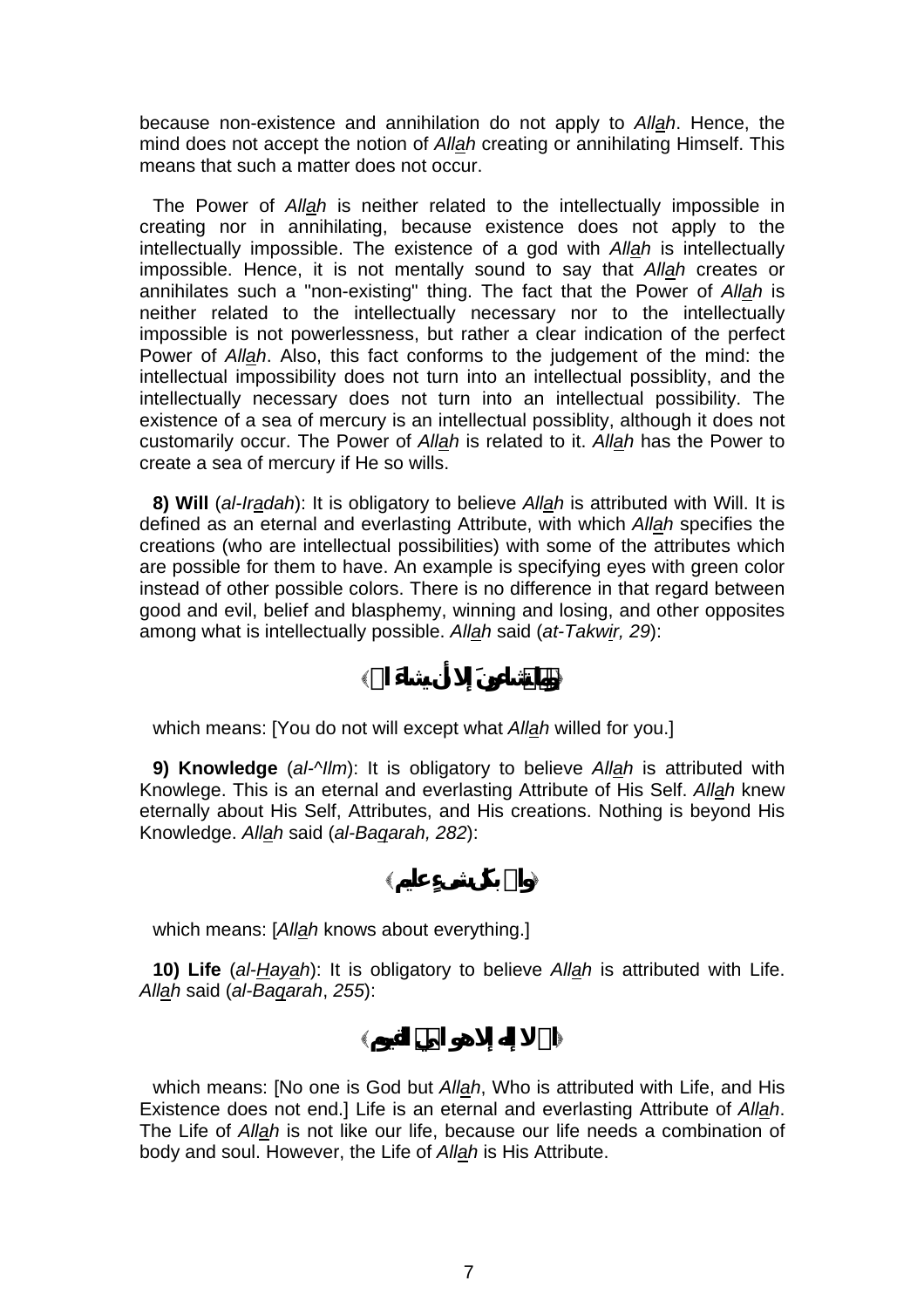because non-existence and annihilation do not apply to *Allah*. Hence, the mind does not accept the notion of *Allah* creating or annihilating Himself. This means that such a matter does not occur.

The Power of *Allah* is neither related to the intellectually impossible in creating nor in annihilating, because existence does not apply to the intellectually impossible. The existence of a god with *Allah* is intellectually impossible. Hence, it is not mentally sound to say that *Allah* creates or annihilates such a "non-existing" thing. The fact that the Power of *Allah* is neither related to the intellectually necessary nor to the intellectually impossible is not powerlessness, but rather a clear indication of the perfect Power of *Allah*. Also, this fact conforms to the judgement of the mind: the intellectual impossibility does not turn into an intellectual possiblity, and the intellectually necessary does not turn into an intellectual possibility. The existence of a sea of mercury is an intellectual possiblity, although it does not customarily occur. The Power of *Allah* is related to it. *Allah* has the Power to create a sea of mercury if He so wills.

**8) Will** (*al-Iradah*): It is obligatory to believe *Allah* is attributed with Will. It is defined as an eternal and everlasting Attribute, with which *Allah* specifies the creations (who are intellectual possibilities) with some of the attributes which are possible for them to have. An example is specifying eyes with green color instead of other possible colors. There is no difference in that regard between good and evil, belief and blasphemy, winning and losing, and other opposites among what is intellectually possible. *Allah* said (*at-Takwir, 29*):

﴿وما تشاءونَ إلا أن يشاءَ الله﴾

which means: [You do not will except what *Allah* willed for you.]

**9) Knowledge** (*al-^Ilm*): It is obligatory to believe *Allah* is attributed with Knowlege. This is an eternal and everlasting Attribute of His Self. *Allah* knew eternally about His Self, Attributes, and His creations. Nothing is beyond His Knowledge. *Allah* said (*al-Baqarah, 282*):

﴿والله بكلِّ شيءٍ عليم﴾

which means: [*Allah* knows about everything.]

**10) Life** (*al-Hayah*): It is obligatory to believe *Allah* is attributed with Life. *Allah* said (*al-Baqarah*, *255*):

﴿الله لا إله إلا هو الحيُّ القيوم﴾

which means: [No one is God but *Allah*, Who is attributed with Life, and His Existence does not end.] Life is an eternal and everlasting Attribute of *Allah*. The Life of *Allah* is not like our life, because our life needs a combination of body and soul. However, the Life of *Allah* is His Attribute.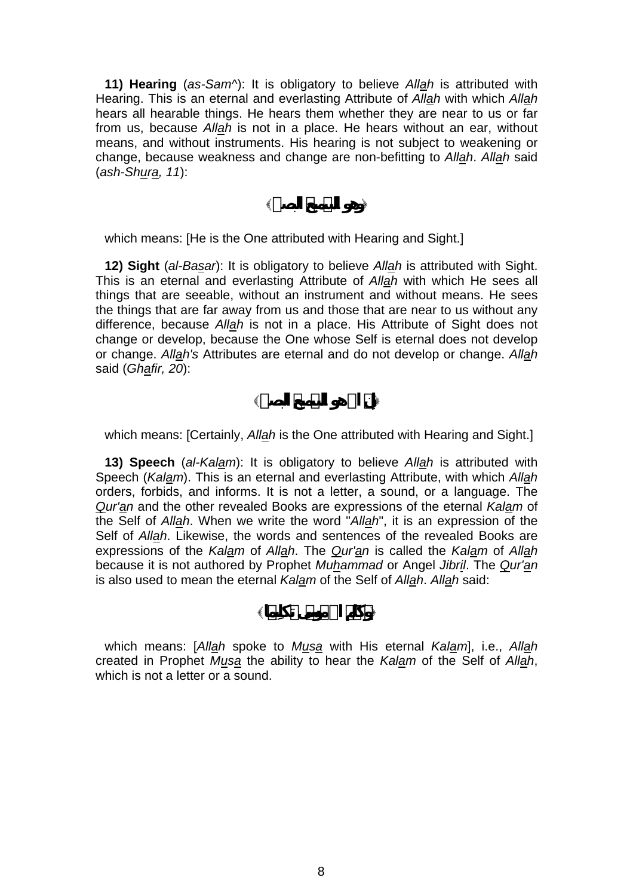**11) Hearing** (*as-Sam^*): It is obligatory to believe *Allah* is attributed with Hearing. This is an eternal and everlasting Attribute of *Allah* with which *Allah* hears all hearable things. He hears them whether they are near to us or far from us, because *Allah* is not in a place. He hears without an ear, without means, and without instruments. His hearing is not subject to weakening or change, because weakness and change are non-befitting to *Allah*. *Allah* said (*ash-Shura, 11*):

﴿وهو السميع البصير﴾

which means: [He is the One attributed with Hearing and Sight.]

**12) Sight** (*al-Basar*): It is obligatory to believe *Allah* is attributed with Sight. This is an eternal and everlasting Attribute of *Allah* with which He sees all things that are seeable, without an instrument and without means. He sees the things that are far away from us and those that are near to us without any difference, because *Allah* is not in a place. His Attribute of Sight does not change or develop, because the One whose Self is eternal does not develop or change. *Allah's* Attributes are eternal and do not develop or change. *Allah* said (*Ghafir, 20*):

﴿إن الله هو السميع البصير﴾

which means: [Certainly, *Allah* is the One attributed with Hearing and Sight.]

**13) Speech** (*al-Kalam*): It is obligatory to believe *Allah* is attributed with Speech (*Kalam*). This is an eternal and everlasting Attribute, with which *Allah* orders, forbids, and informs. It is not a letter, a sound, or a language. The *Qur'an* and the other revealed Books are expressions of the eternal *Kalam* of the Self of *Allah*. When we write the word "*Allah*", it is an expression of the Self of *Allah*. Likewise, the words and sentences of the revealed Books are expressions of the *Kalam* of *Allah*. The *Qur'an* is called the *Kalam* of *Allah* because it is not authored by Prophet *Muhammad* or Angel *Jibril*. The *Qur'an* is also used to mean the eternal *Kalam* of the Self of *Allah*. *Allah* said:

﴿وكلم الله موسى تكليما﴾

which means: [*Allah* spoke to *Musa* with His eternal *Kalam*], i.e., *Allah* created in Prophet *Musa* the ability to hear the *Kalam* of the Self of *Allah*, which is not a letter or a sound.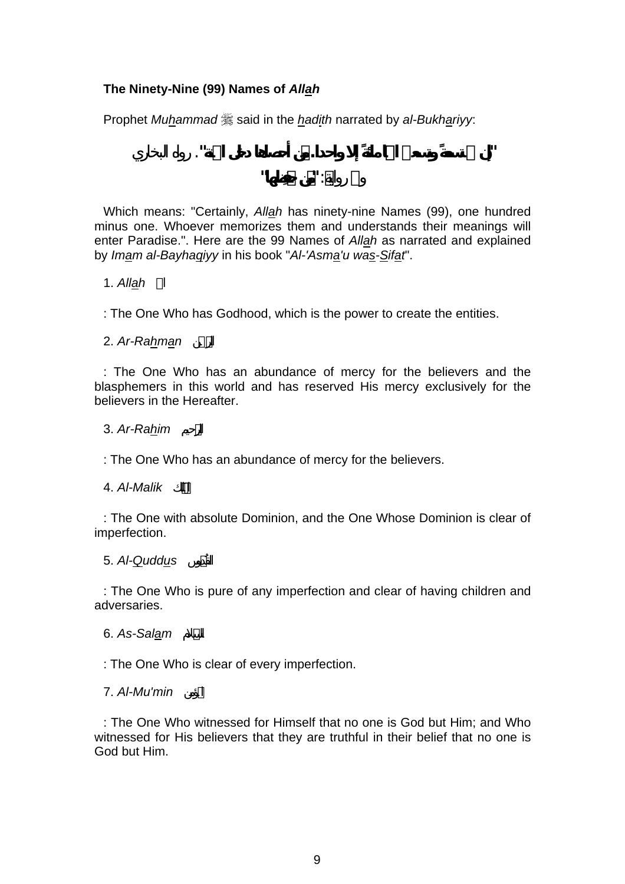**The Ninety-Nine (99) Names of *Allah***

Prophet *Muhammad* ﷺ said in the *hadith* narrated by *al-Bukhariyy*:

"إنّ لله تسعةً وتسعين اسماً مائةً إلا واحداً، من أحصاها دخل الجنة". رواه البخاري

وفي رواية: "من حفظها"

Which means: "Certainly, *Allah* has ninety-nine Names (99), one hundred minus one. Whoever memorizes them and understands their meanings will enter Paradise.". Here are the 99 Names of *Allah* as narrated and explained by *Imam al-Bayhaqiyy* in his book "*Al-'Asma'u was-Sifat*".

1. *Allah* الله

: The One Who has Godhood, which is the power to create the entities.

2. *Ar-Rahman* الرحمن

: The One Who has an abundance of mercy for the believers and the blasphemers in this world and has reserved His mercy exclusively for the believers in the Hereafter.

3. *Ar-Rahim* الرحيم

: The One Who has an abundance of mercy for the believers.

4. *Al-Malik* الملك

: The One with absolute Dominion, and the One Whose Dominion is clear of imperfection.

5. *Al-Quddus* القدوس

: The One Who is pure of any imperfection and clear of having children and adversaries.

6. *As-Salam* السلام

: The One Who is clear of every imperfection.

7. *Al-Mu'min* المؤمن

: The One Who witnessed for Himself that no one is God but Him; and Who witnessed for His believers that they are truthful in their belief that no one is God but Him.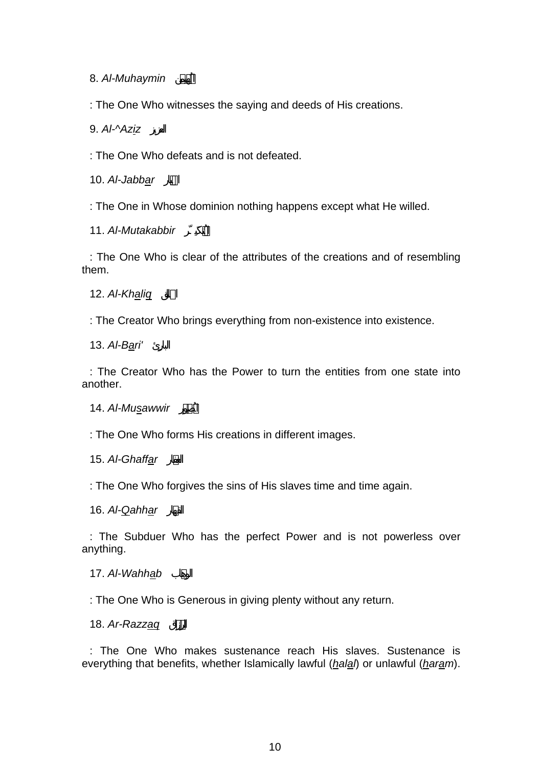8. *Al-Muhaymin* المهيمن

: The One Who witnesses the saying and deeds of His creations.

9. *Al-^Aziz* العزيز

: The One Who defeats and is not defeated.

10. *Al-Jabbar* الجبار

: The One in Whose dominion nothing happens except what He willed.

11. *Al-Mutakabbir* المتكبّر

: The One Who is clear of the attributes of the creations and of resembling them.

12. *Al-Khaliq* الخالق

: The Creator Who brings everything from non-existence into existence.

13. *Al-Bari'* البارئ

: The Creator Who has the Power to turn the entities from one state into another.

14. *Al-Musawwir* المصور

: The One Who forms His creations in different images.

15. *Al-Ghaffar* الغفار

: The One Who forgives the sins of His slaves time and time again.

16. *Al-Qahhar* القهار

: The Subduer Who has the perfect Power and is not powerless over anything.

17. *Al-Wahhab* الوهاب

: The One Who is Generous in giving plenty without any return.

18. *Ar-Razzaq* الرزاق

: The One Who makes sustenance reach His slaves. Sustenance is everything that benefits, whether Islamically lawful (*halal*) or unlawful (*haram*).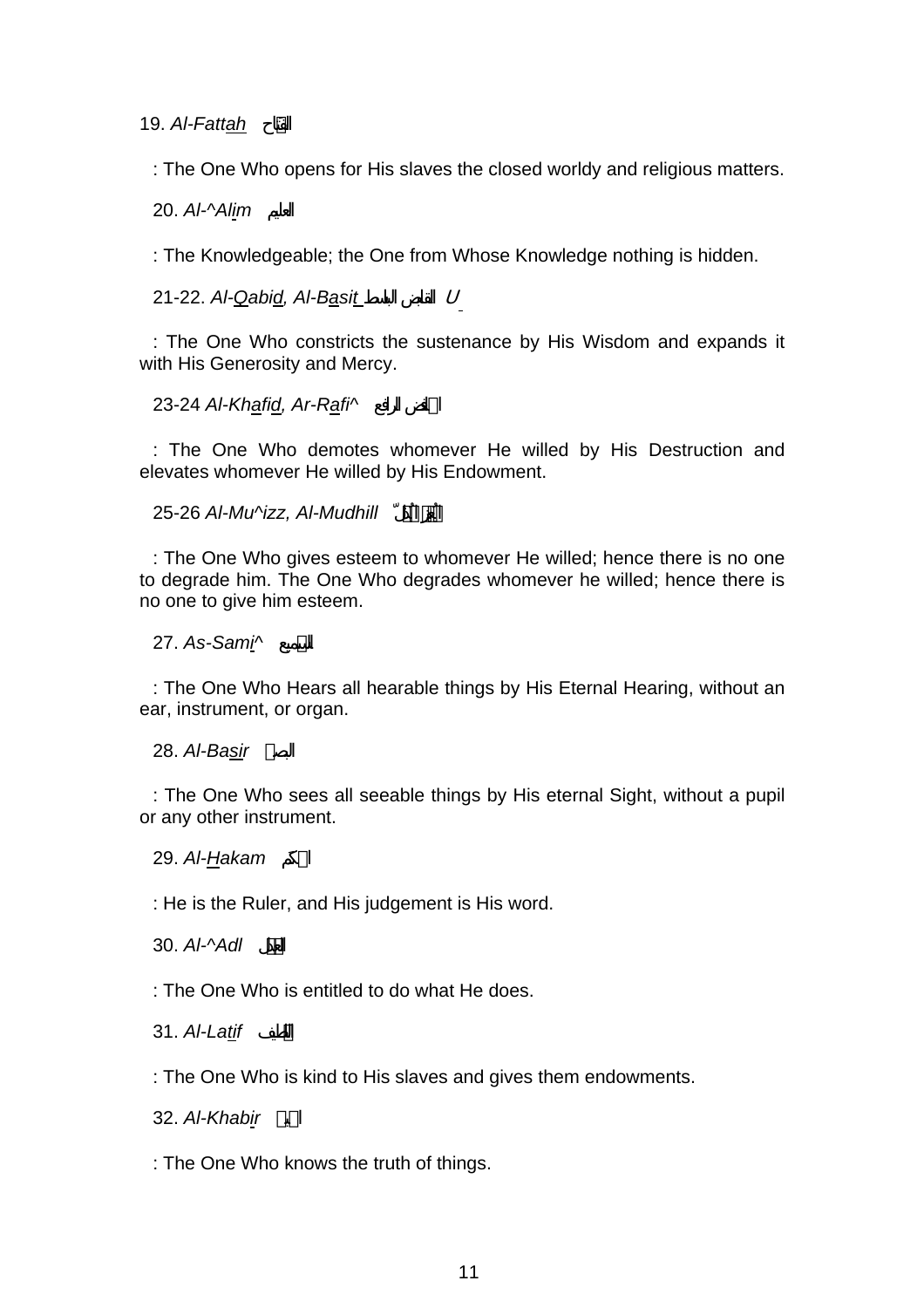19. *Al-Fattah* الفتاح

: The One Who opens for His slaves the closed worldy and religious matters.

20. *Al-^Alim* العليم

: The Knowledgeable; the One from Whose Knowledge nothing is hidden.

21-22. *Al-Qabid, Al-Basit* القابض الباسط

: The One Who constricts the sustenance by His Wisdom and expands it with His Generosity and Mercy.

23-24 *Al-Khafid, Ar-Rafi^* الخافض الرافع

: The One Who demotes whomever He willed by His Destruction and elevates whomever He willed by His Endowment.

25-26 *Al-Mu^izz, Al-Mudhill* المعز المذلّ

: The One Who gives esteem to whomever He willed; hence there is no one to degrade him. The One Who degrades whomever he willed; hence there is no one to give him esteem.

27. *As-Sami^* السميع

: The One Who Hears all hearable things by His Eternal Hearing, without an ear, instrument, or organ.

28. *Al-Basir* البصير

: The One Who sees all seeable things by His eternal Sight, without a pupil or any other instrument.

29. *Al-Hakam* الحكم

: He is the Ruler, and His judgement is His word.

30. *Al-^Adl* العدل

: The One Who is entitled to do what He does.

31. *Al-Latif* اللطيف

: The One Who is kind to His slaves and gives them endowments.

32. *Al-Khabir* الخبير

: The One Who knows the truth of things.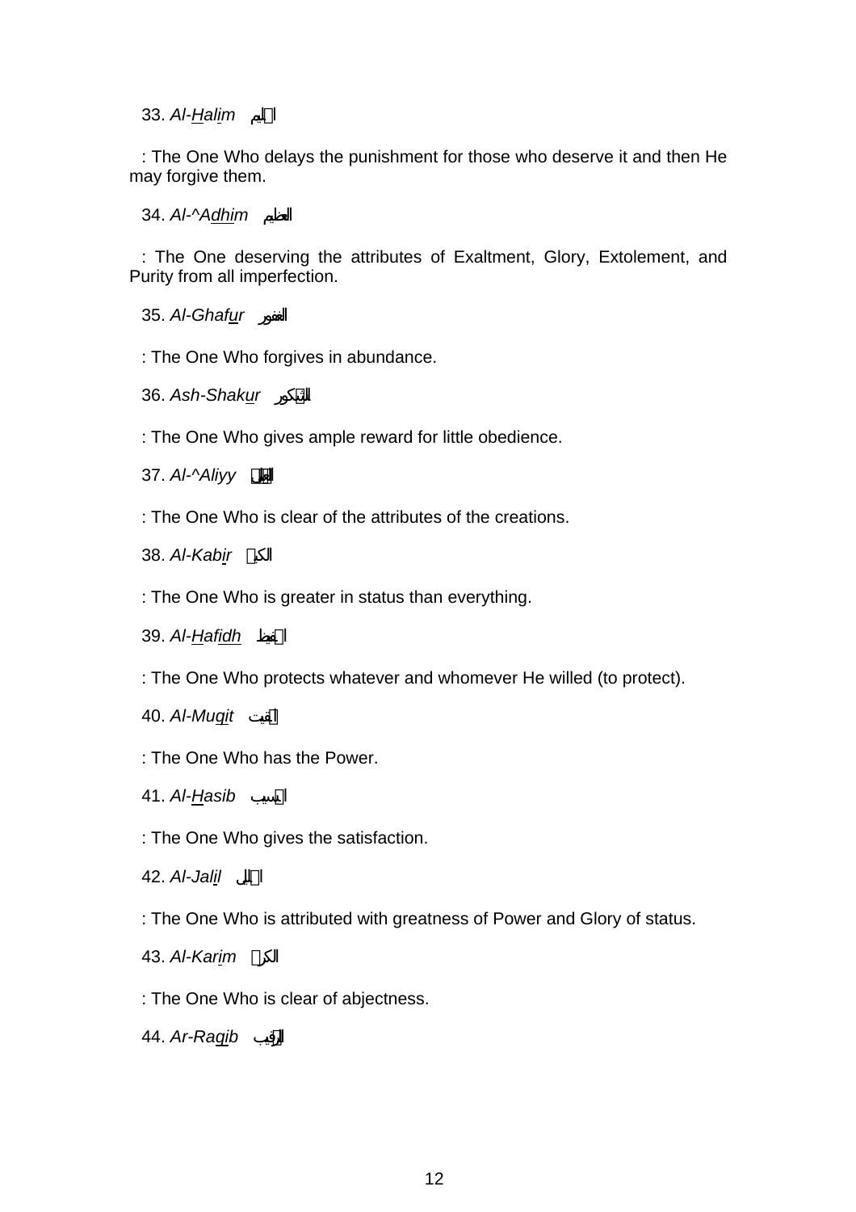33. *Al-Halim* الحليم

: The One Who delays the punishment for those who deserve it and then He may forgive them.

34. *Al-^Adhim* العظيم

: The One deserving the attributes of Exaltment, Glory, Extolement, and Purity from all imperfection.

35. *Al-Ghafur* الغفور

: The One Who forgives in abundance.

36. *Ash-Shakur* الشكور

: The One Who gives ample reward for little obedience.

37. *Al-^Aliyy* العلي

: The One Who is clear of the attributes of the creations.

38. *Al-Kabir* الكبير

: The One Who is greater in status than everything.

39. *Al-Hafidh* الحفيظ

: The One Who protects whatever and whomever He willed (to protect).

40. *Al-Muqit* المقيت

: The One Who has the Power.

41. *Al-Hasib* الحسيب

: The One Who gives the satisfaction.

42. *Al-Jalil* الجليل

: The One Who is attributed with greatness of Power and Glory of status.

43. *Al-Karim* الكريم

: The One Who is clear of abjectness.

44. *Ar-Raqib* الرقيب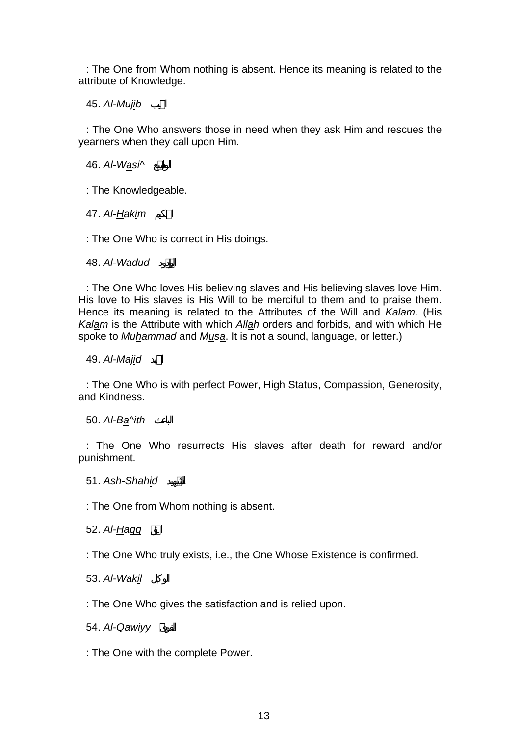: The One from Whom nothing is absent. Hence its meaning is related to the attribute of Knowledge.

45. *Al-Mujib* المجيب

: The One Who answers those in need when they ask Him and rescues the yearners when they call upon Him.

46. *Al-Wasi^* الواسع

: The Knowledgeable.

47. *Al-Hakim* الحكيم

: The One Who is correct in His doings.

48. *Al-Wadud* الودود

: The One Who loves His believing slaves and His believing slaves love Him. His love to His slaves is His Will to be merciful to them and to praise them. Hence its meaning is related to the Attributes of the Will and *Kalam*. (His *Kalam* is the Attribute with which *Allah* orders and forbids, and with which He spoke to *Muhammad* and *Musa*. It is not a sound, language, or letter.)

49. *Al-Majid* المجيد

: The One Who is with perfect Power, High Status, Compassion, Generosity, and Kindness.

50. *Al-Ba^ith* الباعث

: The One Who resurrects His slaves after death for reward and/or punishment.

51. *Ash-Shahid* الشهيد

: The One from Whom nothing is absent.

52. *Al-Haqq* الحق

: The One Who truly exists, i.e., the One Whose Existence is confirmed.

53. *Al-Wakil* الوكيل

: The One Who gives the satisfaction and is relied upon.

54. *Al-Qawiyy* القوي

: The One with the complete Power.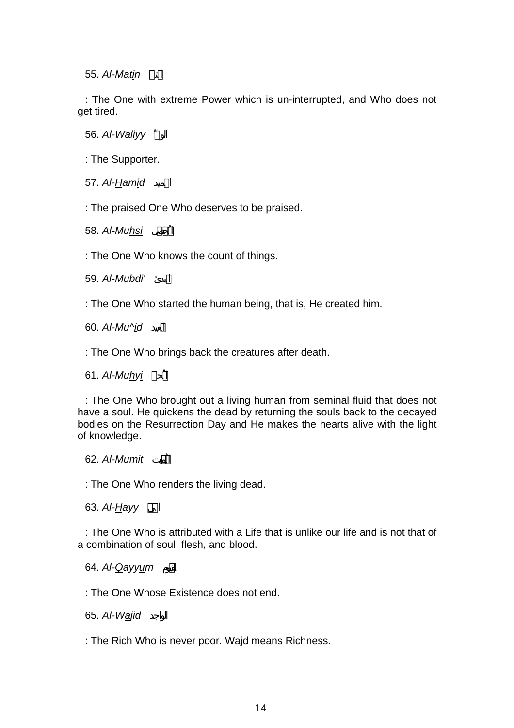55. *Al-Matin* المتين

: The One with extreme Power which is un-interrupted, and Who does not get tired.

56. *Al-Waliyy* الولي

: The Supporter.

57. *Al-Hamid* الحميد

: The praised One Who deserves to be praised.

58. *Al-Muhsi* المحصي

: The One Who knows the count of things.

59. *Al-Mubdi'* المبدئ

: The One Who started the human being, that is, He created him.

60. *Al-Mu^id* المعيد

: The One Who brings back the creatures after death.

61. *Al-Muhyi* المحيي

: The One Who brought out a living human from seminal fluid that does not have a soul. He quickens the dead by returning the souls back to the decayed bodies on the Resurrection Day and He makes the hearts alive with the light of knowledge.

62. *Al-Mumit* المميت

: The One Who renders the living dead.

63. *Al-Hayy* الحي

: The One Who is attributed with a Life that is unlike our life and is not that of a combination of soul, flesh, and blood.

64. *Al-Qayyum* القيوم

: The One Whose Existence does not end.

65. *Al-Wajid* الواجد

: The Rich Who is never poor. Wajd means Richness.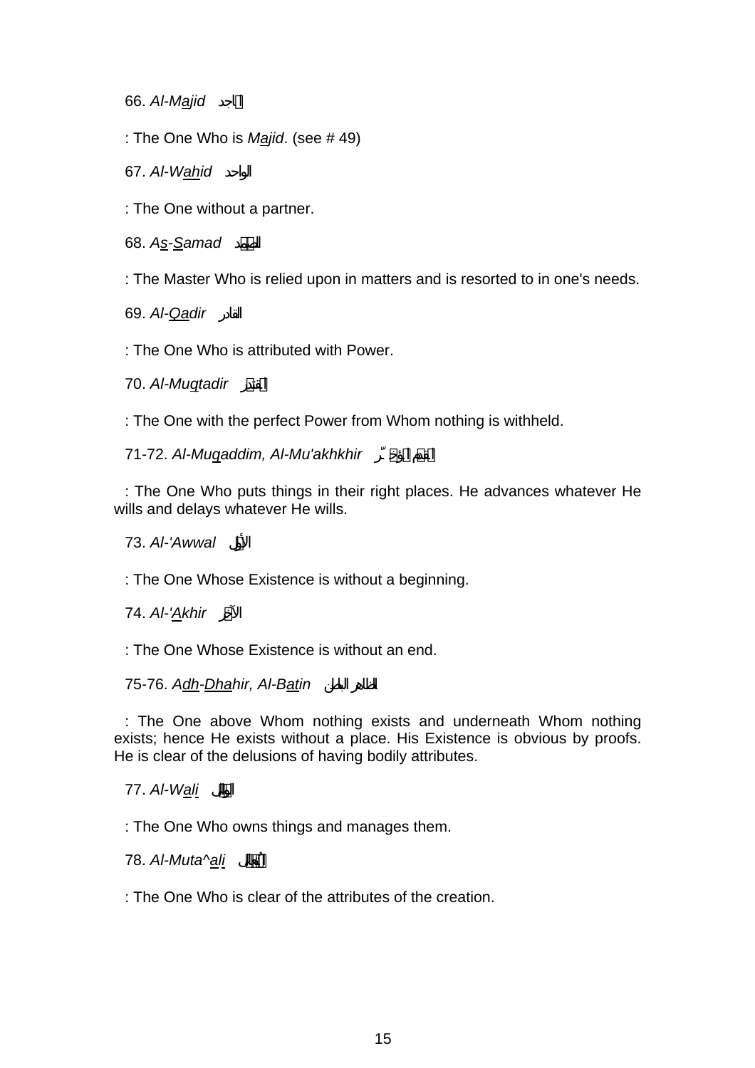66. *Al-M<u>a</u>jid* الماجد

: The One Who is *M<u>a</u>jid*. (see # 49)

67. *Al-W<u>ah</u>id* الواحد

: The One without a partner.

68. *A<u>s</u>-<u>S</u>amad* الصمد

: The Master Who is relied upon in matters and is resorted to in one's needs.

69. *Al-<u>Qa</u>dir* القادر

: The One Who is attributed with Power.

70. *Al-Mu<u>q</u>tadir* المقتدر

: The One with the perfect Power from Whom nothing is withheld.

71-72. *Al-Mu<u>q</u>addim, Al-Mu'akhkhir* المقدم المؤخر

: The One Who puts things in their right places. He advances whatever He wills and delays whatever He wills.

73. *Al-'Awwal* الأول

: The One Whose Existence is without a beginning.

74. *Al-'<u>A</u>khir* الآخر

: The One Whose Existence is without an end.

75-76. *A<u>dh</u>-<u>Dha</u>hir, Al-B<u>a</u>tin* الظاهر الباطن

: The One above Whom nothing exists and underneath Whom nothing exists; hence He exists without a place. His Existence is obvious by proofs. He is clear of the delusions of having bodily attributes.

77. *Al-W<u>a</u>l<u>i</u>* الوالي

: The One Who owns things and manages them.

78. *Al-Muta^<u>a</u>l<u>i</u>* المتعالي

: The One Who is clear of the attributes of the creation.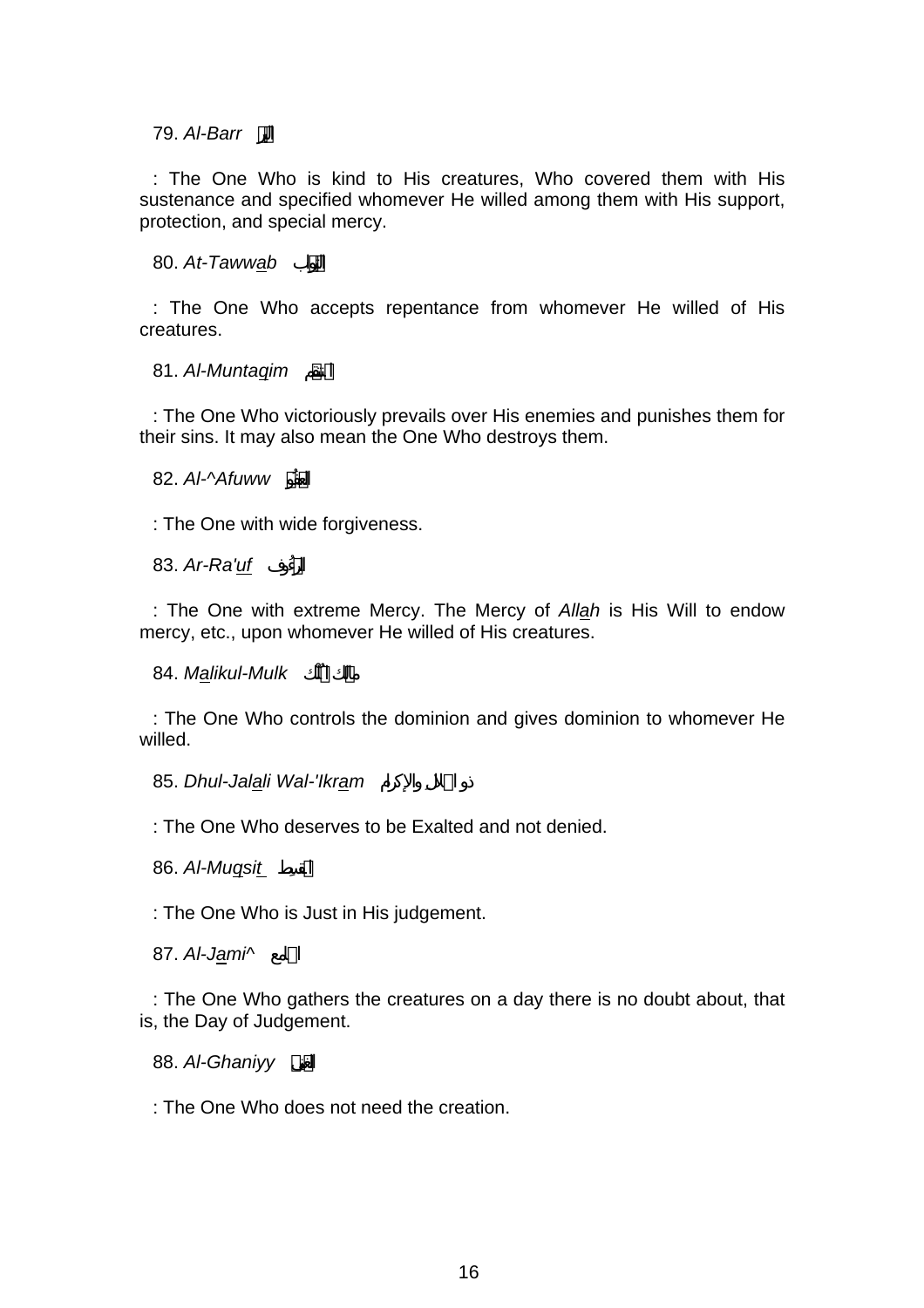79. *Al-Barr* البر

: The One Who is kind to His creatures, Who covered them with His sustenance and specified whomever He willed among them with His support, protection, and special mercy.

80. *At-Tawwab* التواب

: The One Who accepts repentance from whomever He willed of His creatures.

81. *Al-Muntaqim* المنتقم

: The One Who victoriously prevails over His enemies and punishes them for their sins. It may also mean the One Who destroys them.

82. *Al-^Afuww* العفو

: The One with wide forgiveness.

83. *Ar-Ra'uf* الرؤوف

: The One with extreme Mercy. The Mercy of *Allah* is His Will to endow mercy, etc., upon whomever He willed of His creatures.

84. *Malikul-Mulk* مالك الملك

: The One Who controls the dominion and gives dominion to whomever He willed.

85. *Dhul-Jalali Wal-'Ikram* ذو الجلال والإكرام

: The One Who deserves to be Exalted and not denied.

86. *Al-Muqsit* المقسط

: The One Who is Just in His judgement.

87. *Al-Jami^* الجامع

: The One Who gathers the creatures on a day there is no doubt about, that is, the Day of Judgement.

88. *Al-Ghaniyy* الغني

: The One Who does not need the creation.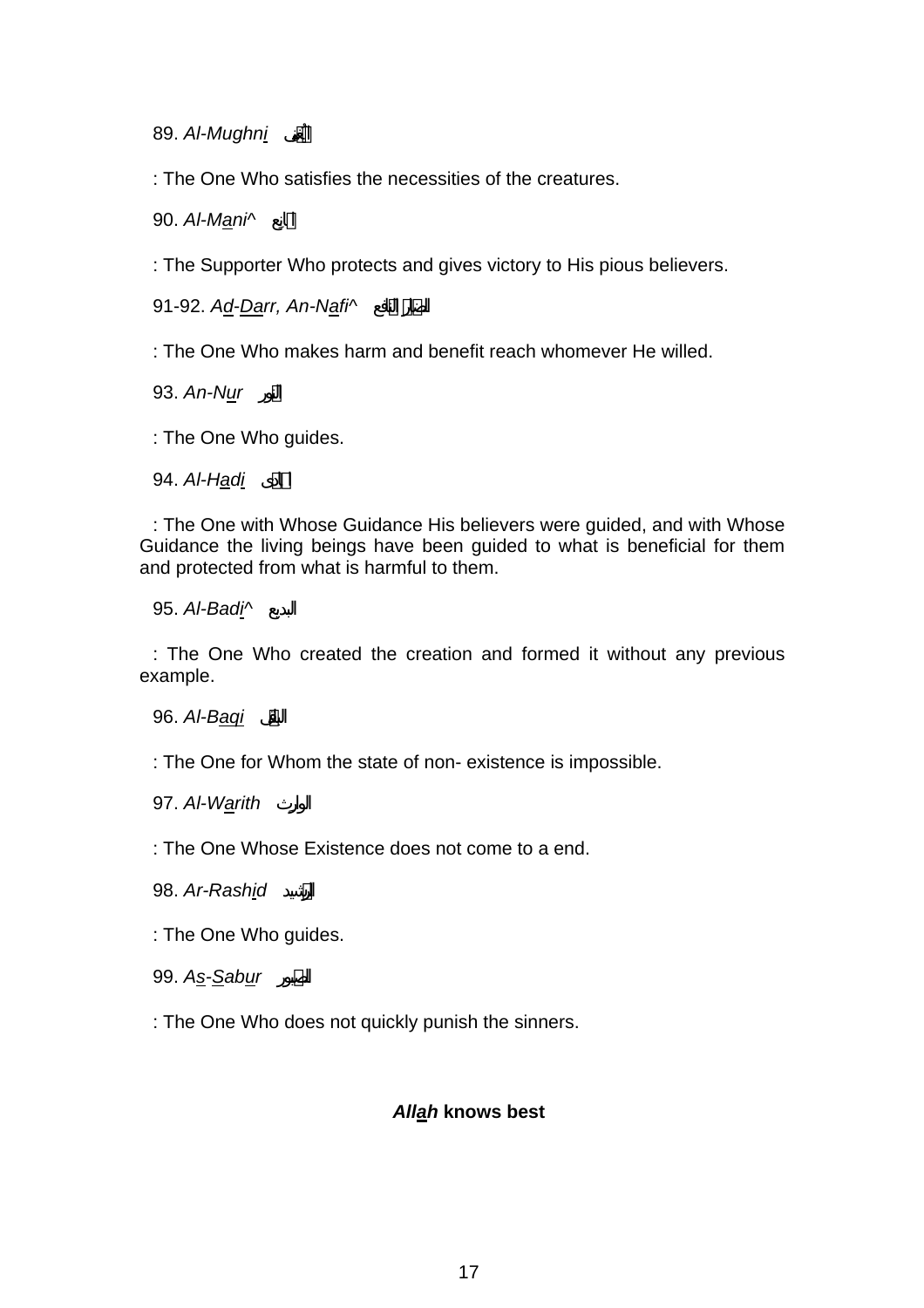89. *Al-Mughni* المغني

: The One Who satisfies the necessities of the creatures.

90. *Al-Mani^* المانع

: The Supporter Who protects and gives victory to His pious believers.

91-92. *Ad-Darr, An-Nafi^* الضار النافع

: The One Who makes harm and benefit reach whomever He willed.

93. *An-Nur* النور

: The One Who guides.

94. *Al-Hadi* الهادي

: The One with Whose Guidance His believers were guided, and with Whose Guidance the living beings have been guided to what is beneficial for them and protected from what is harmful to them.

95. *Al-Badi^* البديع

: The One Who created the creation and formed it without any previous example.

96. *Al-Baqi* الباقي

: The One for Whom the state of non- existence is impossible.

97. *Al-Warith* الوارث

: The One Whose Existence does not come to a end.

98. *Ar-Rashid* الرشيد

: The One Who guides.

99. *As-Sabur* الصبور

: The One Who does not quickly punish the sinners.

***Allah* knows best**